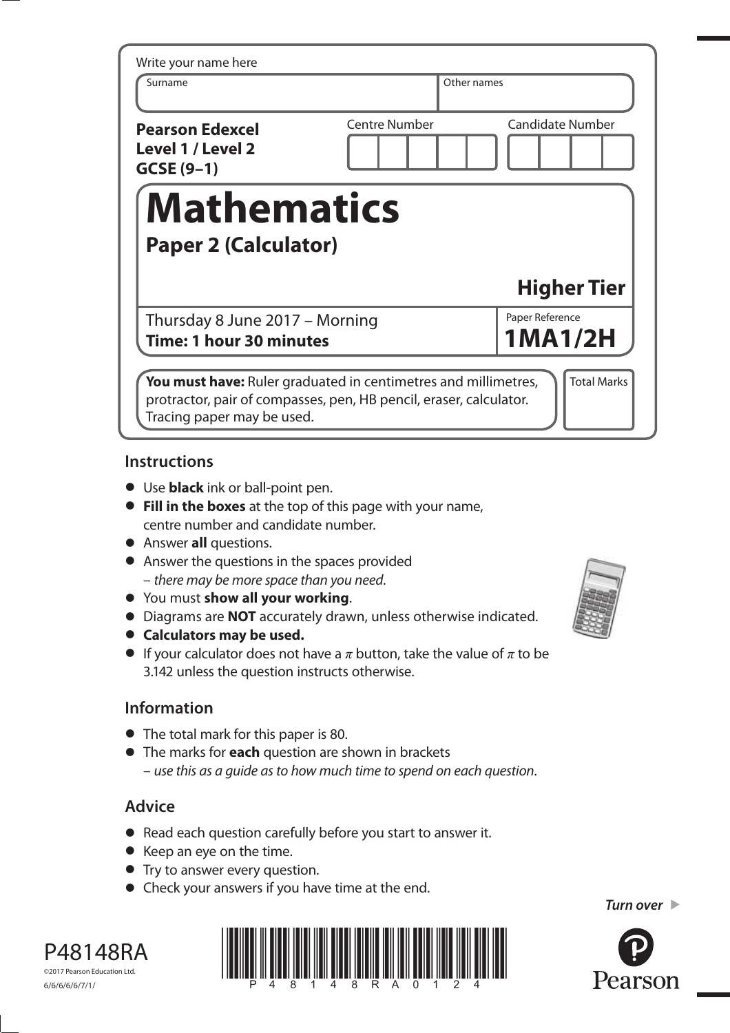Write your name here

| Surname | Other names |
|---|---|
| | |

**Pearson Edexcel Level 1 / Level 2 GCSE (9–1)**

| Centre Number | Candidate Number |
|---|---|
| | |

# Mathematics

## Paper 2 (Calculator)

### Higher Tier

Thursday 8 June 2017 – Morning
**Time: 1 hour 30 minutes**

Paper Reference
**1MA1/2H**

**You must have:** Ruler graduated in centimetres and millimetres, protractor, pair of compasses, pen, HB pencil, eraser, calculator. Tracing paper may be used.

Total Marks

## Instructions

- Use **black** ink or ball-point pen.
- **Fill in the boxes** at the top of this page with your name, centre number and candidate number.
- Answer **all** questions.
- Answer the questions in the spaces provided – *there may be more space than you need*.
- You must **show all your working**.
- Diagrams are **NOT** accurately drawn, unless otherwise indicated.
- **Calculators may be used.**
- If your calculator does not have a $\pi$ button, take the value of $\pi$ to be 3.142 unless the question instructs otherwise.

## Information

- The total mark for this paper is 80.
- The marks for **each** question are shown in brackets – *use this as a guide as to how much time to spend on each question*.

## Advice

- Read each question carefully before you start to answer it.
- Keep an eye on the time.
- Try to answer every question.
- Check your answers if you have time at the end.

*Turn over*

P48148RA
©2017 Pearson Education Ltd.
6/6/6/6/6/7/1/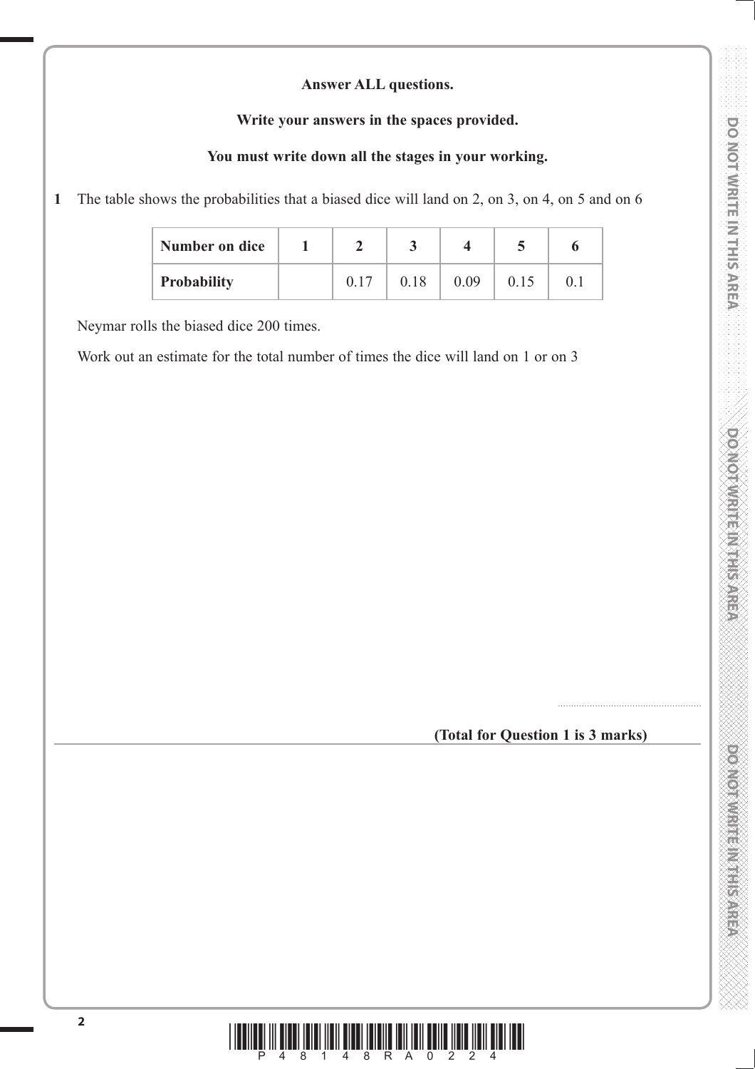**Answer ALL questions.**

**Write your answers in the spaces provided.**

**You must write down all the stages in your working.**

**1** The table shows the probabilities that a biased dice will land on 2, on 3, on 4, on 5 and on 6

| **Number on dice** | **1** | **2** | **3** | **4** | **5** | **6** |
|---|---|---|---|---|---|---|
| **Probability** | | 0.17 | 0.18 | 0.09 | 0.15 | 0.1 |

Neymar rolls the biased dice 200 times.

Work out an estimate for the total number of times the dice will land on 1 or on 3

.......................................................

**(Total for Question 1 is 3 marks)**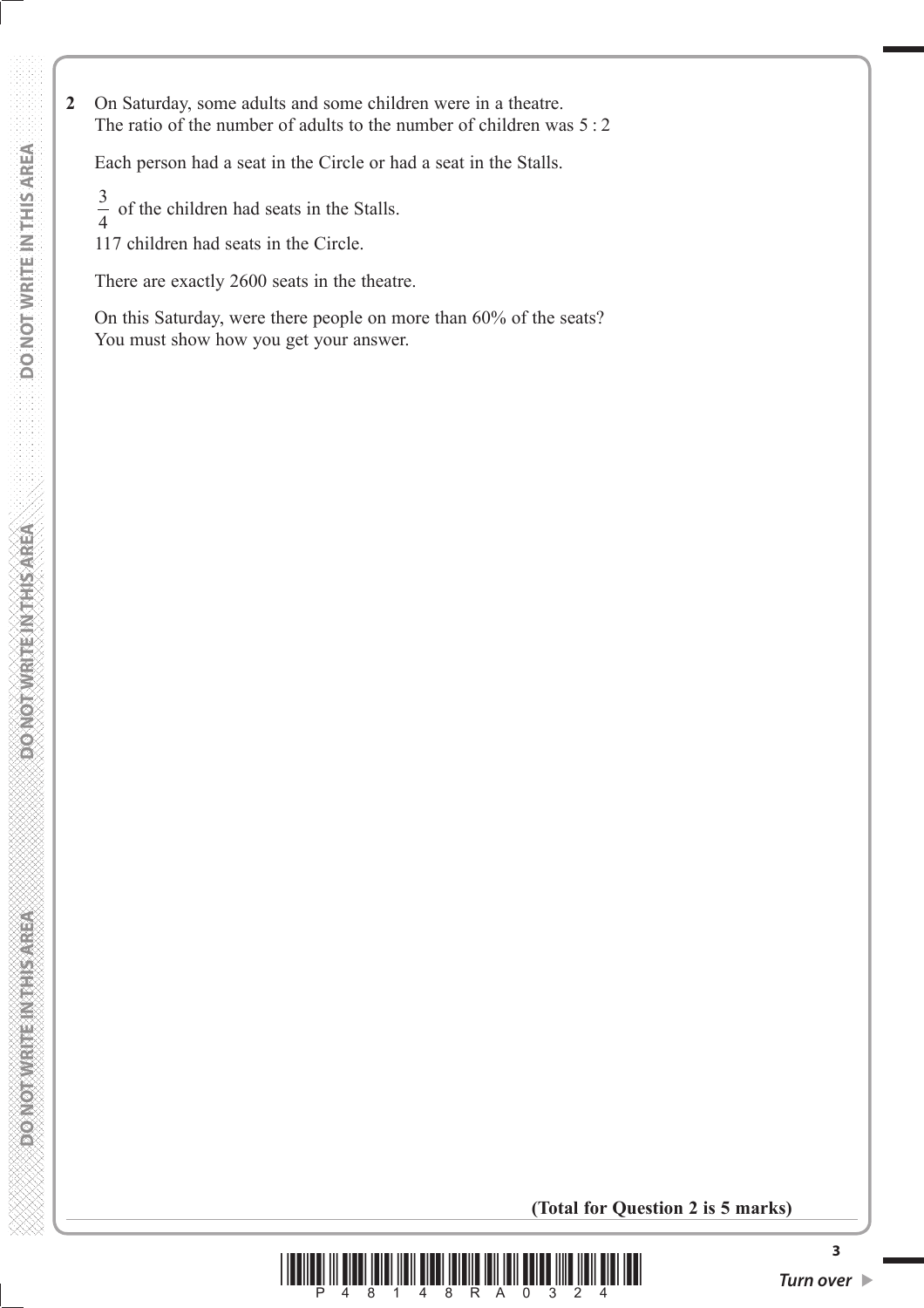**2** On Saturday, some adults and some children were in a theatre.
The ratio of the number of adults to the number of children was 5 : 2

Each person had a seat in the Circle or had a seat in the Stalls.

$\frac{3}{4}$ of the children had seats in the Stalls.
117 children had seats in the Circle.

There are exactly 2600 seats in the theatre.

On this Saturday, were there people on more than 60% of the seats?
You must show how you get your answer.

**(Total for Question 2 is 5 marks)**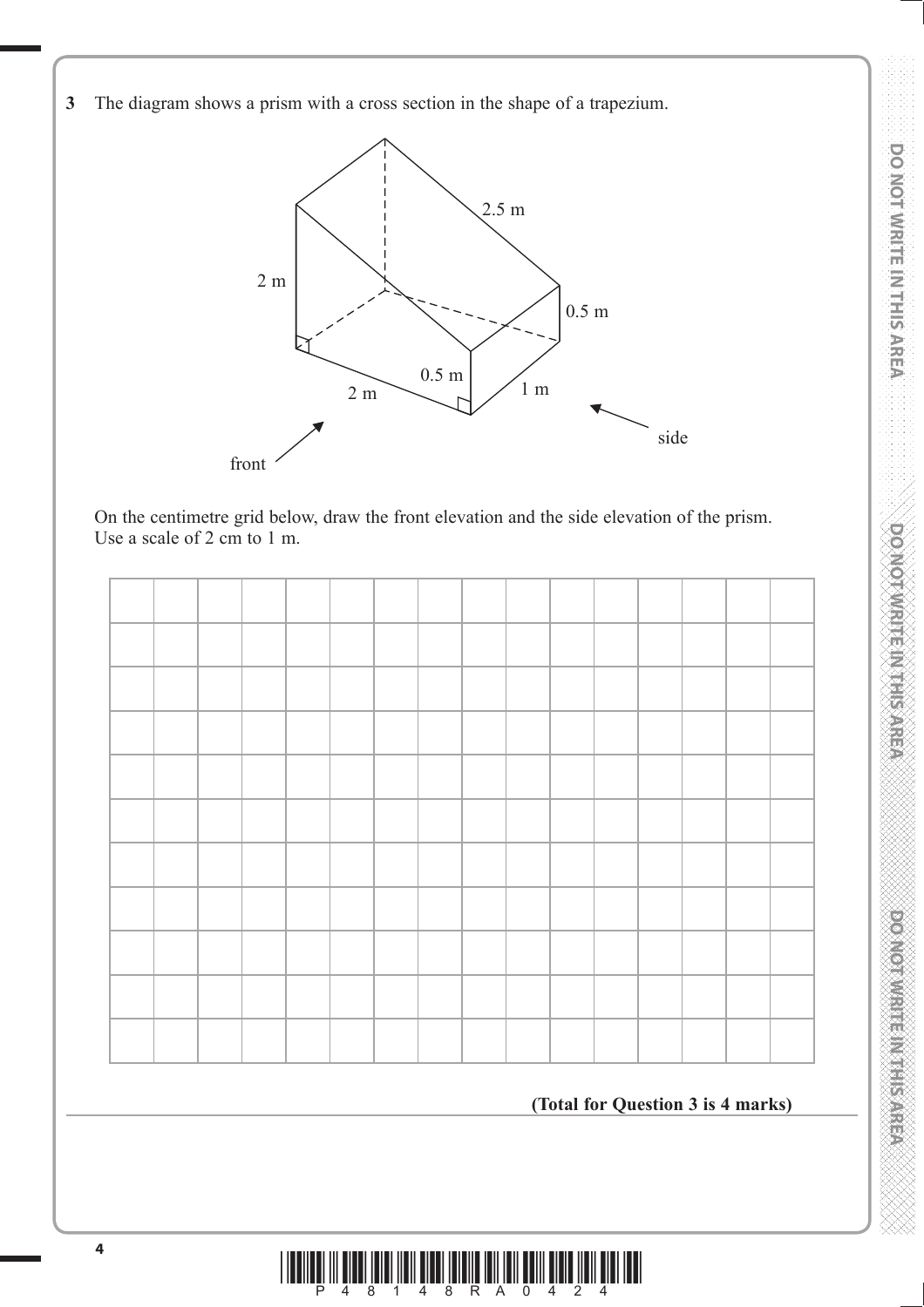**3** The diagram shows a prism with a cross section in the shape of a trapezium.

On the centimetre grid below, draw the front elevation and the side elevation of the prism.
Use a scale of 2 cm to 1 m.

**(Total for Question 3 is 4 marks)**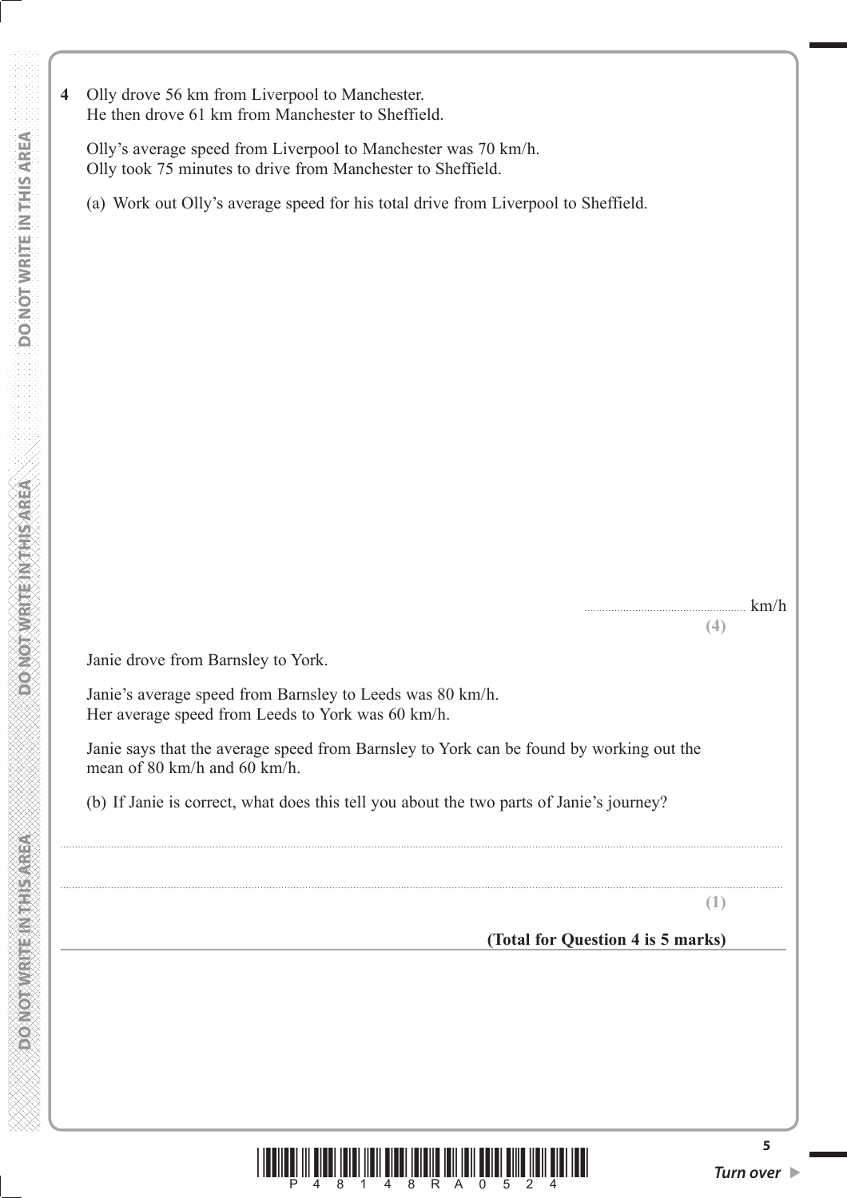**4** Olly drove 56 km from Liverpool to Manchester.
He then drove 61 km from Manchester to Sheffield.

Olly's average speed from Liverpool to Manchester was 70 km/h.
Olly took 75 minutes to drive from Manchester to Sheffield.

(a) Work out Olly's average speed for his total drive from Liverpool to Sheffield.

.......................................................... km/h

**(4)**

Janie drove from Barnsley to York.

Janie's average speed from Barnsley to Leeds was 80 km/h.
Her average speed from Leeds to York was 60 km/h.

Janie says that the average speed from Barnsley to York can be found by working out the mean of 80 km/h and 60 km/h.

(b) If Janie is correct, what does this tell you about the two parts of Janie's journey?

..........................................................................................................................................................

..........................................................................................................................................................

**(1)**

**(Total for Question 4 is 5 marks)**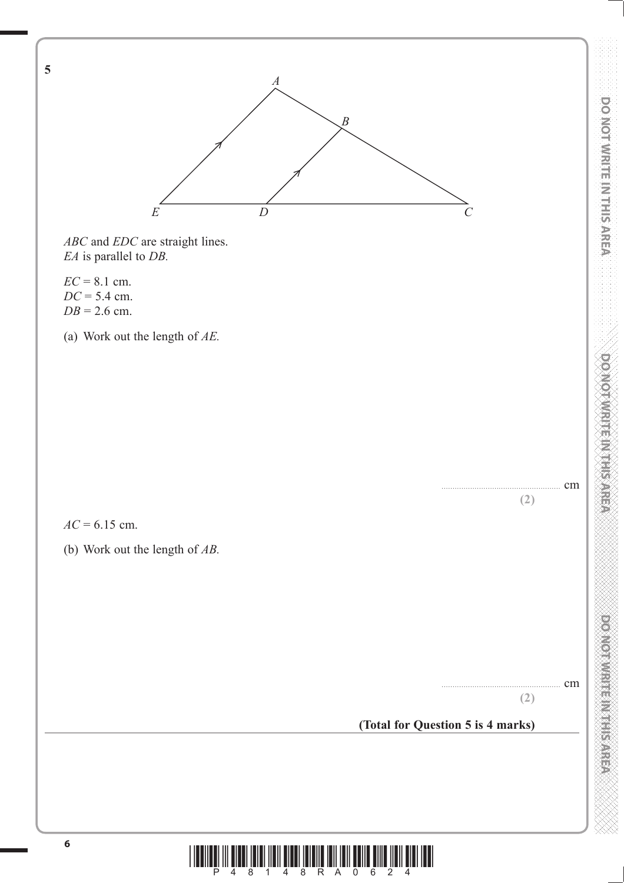**5**

$ABC$ and $EDC$ are straight lines.
$EA$ is parallel to $DB$.

$EC = 8.1$ cm.
$DC = 5.4$ cm.
$DB = 2.6$ cm.

(a) Work out the length of $AE$.

.......................................................... cm
**(2)**

$AC = 6.15$ cm.

(b) Work out the length of $AB$.

.......................................................... cm
**(2)**

**(Total for Question 5 is 4 marks)**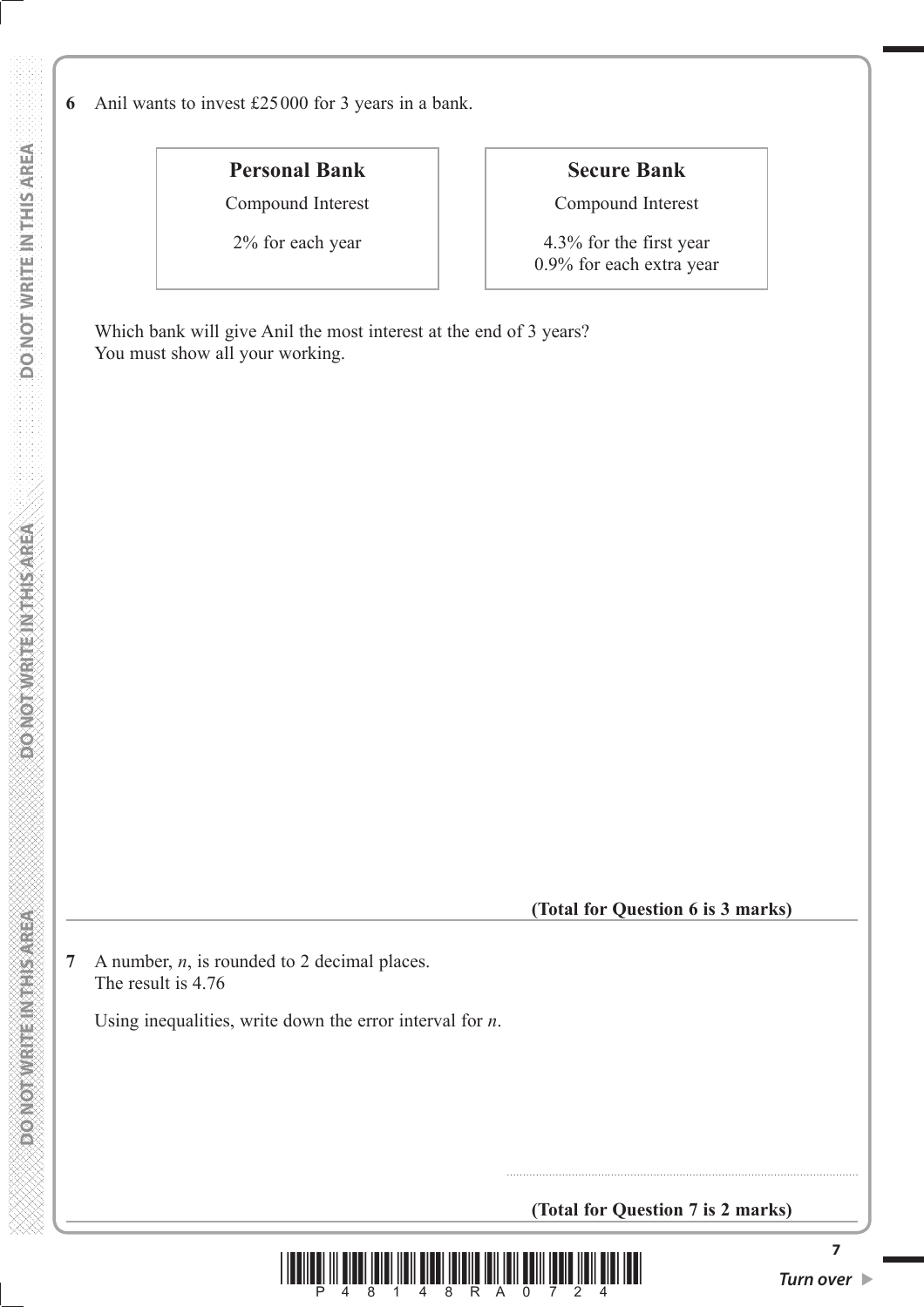**6** Anil wants to invest £25 000 for 3 years in a bank.

| Personal Bank | Secure Bank |
|---|---|
| Compound Interest | Compound Interest |
| 2% for each year | 4.3% for the first year<br>0.9% for each extra year |

Which bank will give Anil the most interest at the end of 3 years?
You must show all your working.

**(Total for Question 6 is 3 marks)**

---

**7** A number, $n$, is rounded to 2 decimal places.
The result is 4.76

Using inequalities, write down the error interval for $n$.

.......................................................

**(Total for Question 7 is 2 marks)**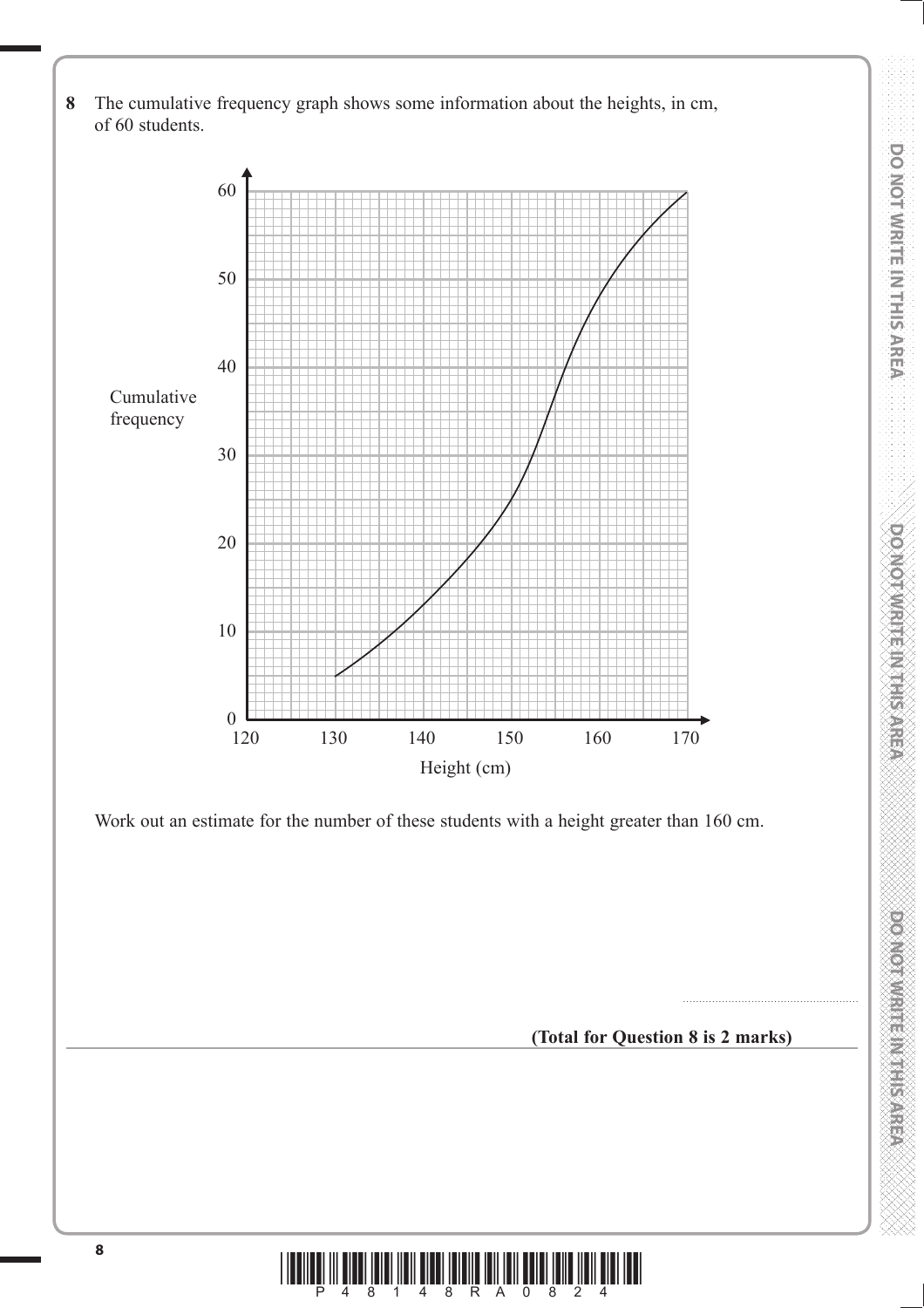**8** The cumulative frequency graph shows some information about the heights, in cm, of 60 students.

Work out an estimate for the number of these students with a height greater than 160 cm.

..............................................

**(Total for Question 8 is 2 marks)**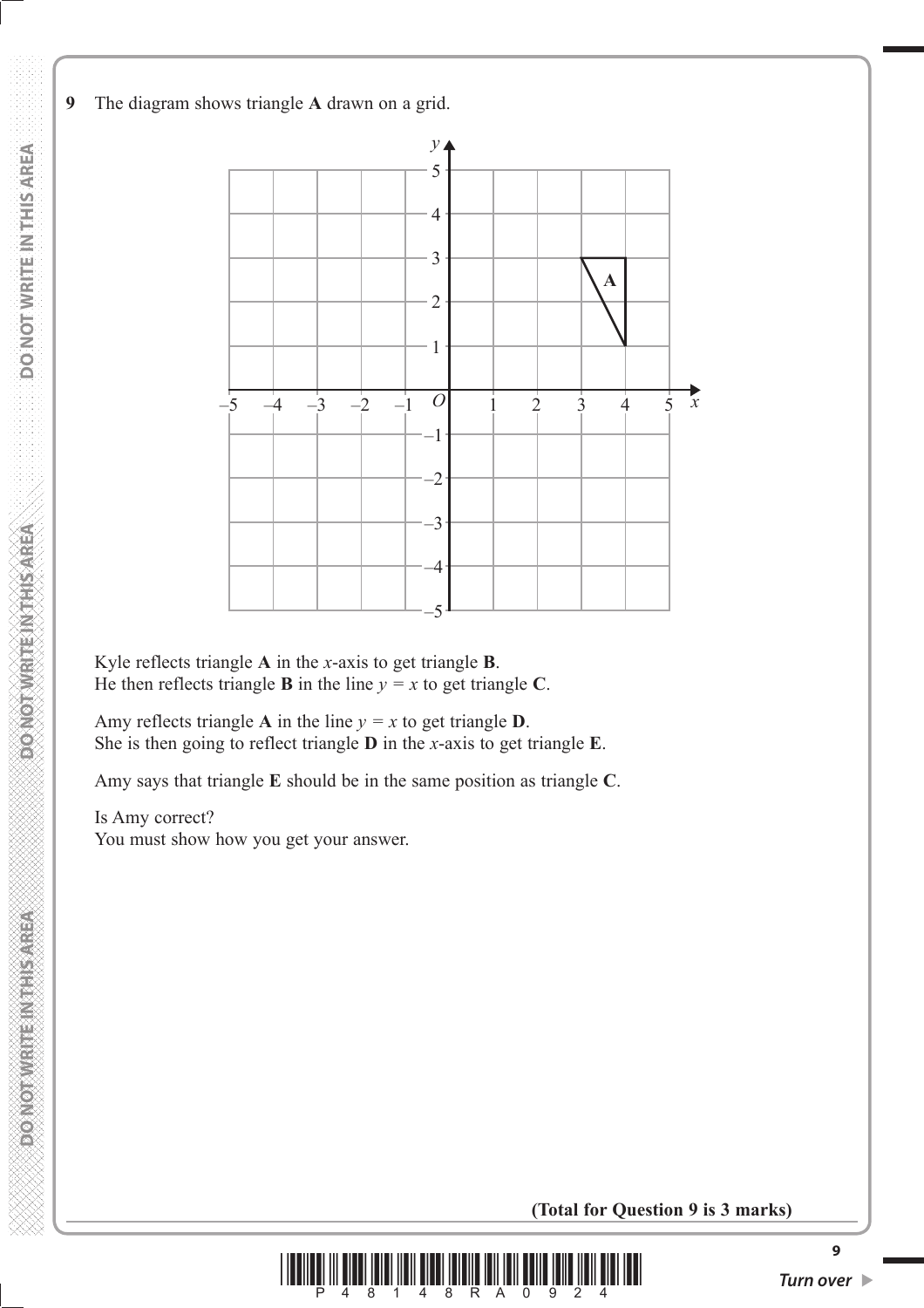**9** The diagram shows triangle **A** drawn on a grid.

Kyle reflects triangle **A** in the $x$-axis to get triangle **B**.
He then reflects triangle **B** in the line $y = x$ to get triangle **C**.

Amy reflects triangle **A** in the line $y = x$ to get triangle **D**.
She is then going to reflect triangle **D** in the $x$-axis to get triangle **E**.

Amy says that triangle **E** should be in the same position as triangle **C**.

Is Amy correct?
You must show how you get your answer.

**(Total for Question 9 is 3 marks)**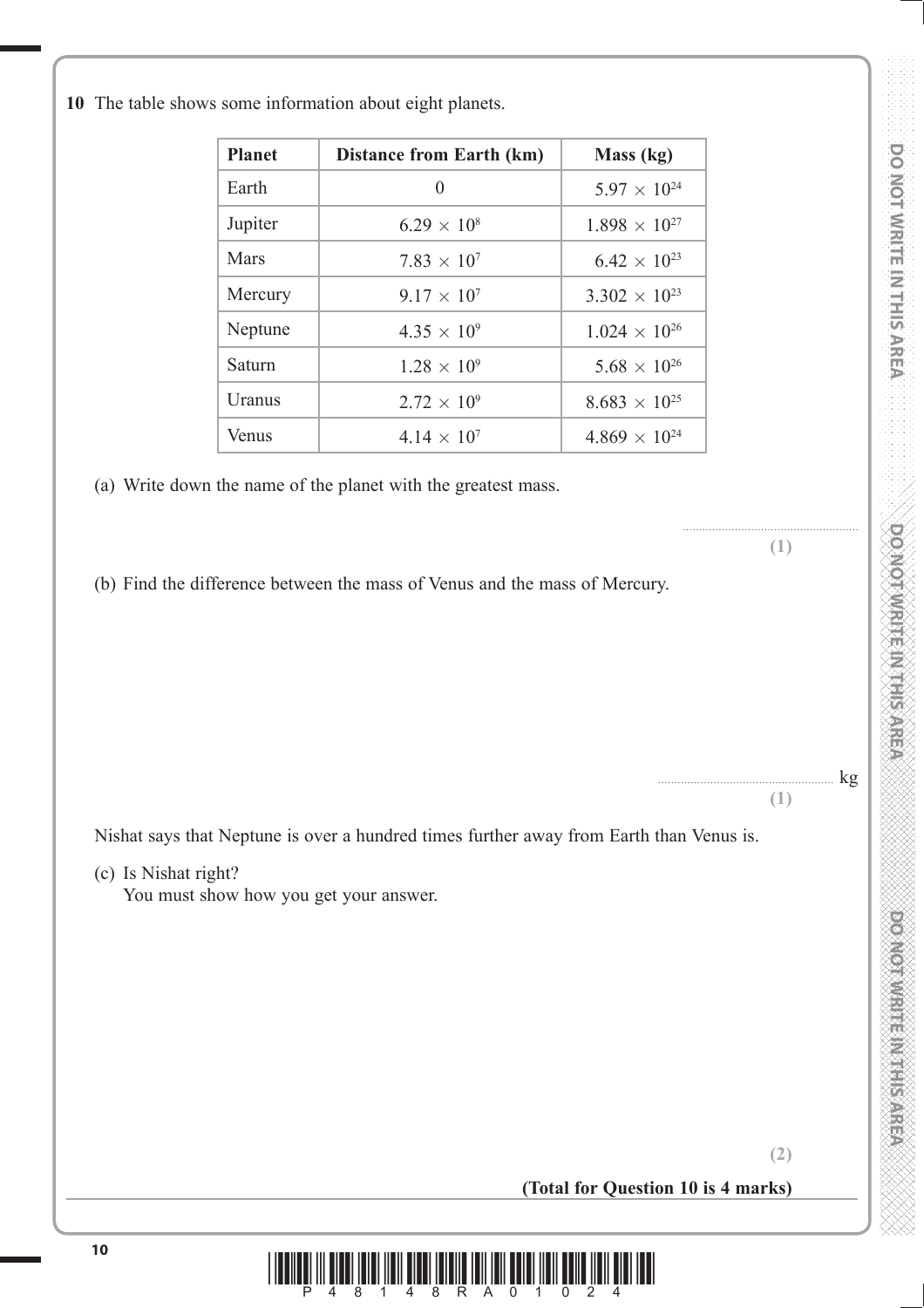**10** The table shows some information about eight planets.

| Planet | Distance from Earth (km) | Mass (kg) |
|---|---|---|
| Earth | 0 | $5.97 \times 10^{24}$ |
| Jupiter | $6.29 \times 10^{8}$ | $1.898 \times 10^{27}$ |
| Mars | $7.83 \times 10^{7}$ | $6.42 \times 10^{23}$ |
| Mercury | $9.17 \times 10^{7}$ | $3.302 \times 10^{23}$ |
| Neptune | $4.35 \times 10^{9}$ | $1.024 \times 10^{26}$ |
| Saturn | $1.28 \times 10^{9}$ | $5.68 \times 10^{26}$ |
| Uranus | $2.72 \times 10^{9}$ | $8.683 \times 10^{25}$ |
| Venus | $4.14 \times 10^{7}$ | $4.869 \times 10^{24}$ |

(a) Write down the name of the planet with the greatest mass.

..................................................

**(1)**

(b) Find the difference between the mass of Venus and the mass of Mercury.

.................................................. kg

**(1)**

Nishat says that Neptune is over a hundred times further away from Earth than Venus is.

(c) Is Nishat right?
You must show how you get your answer.

**(2)**

**(Total for Question 10 is 4 marks)**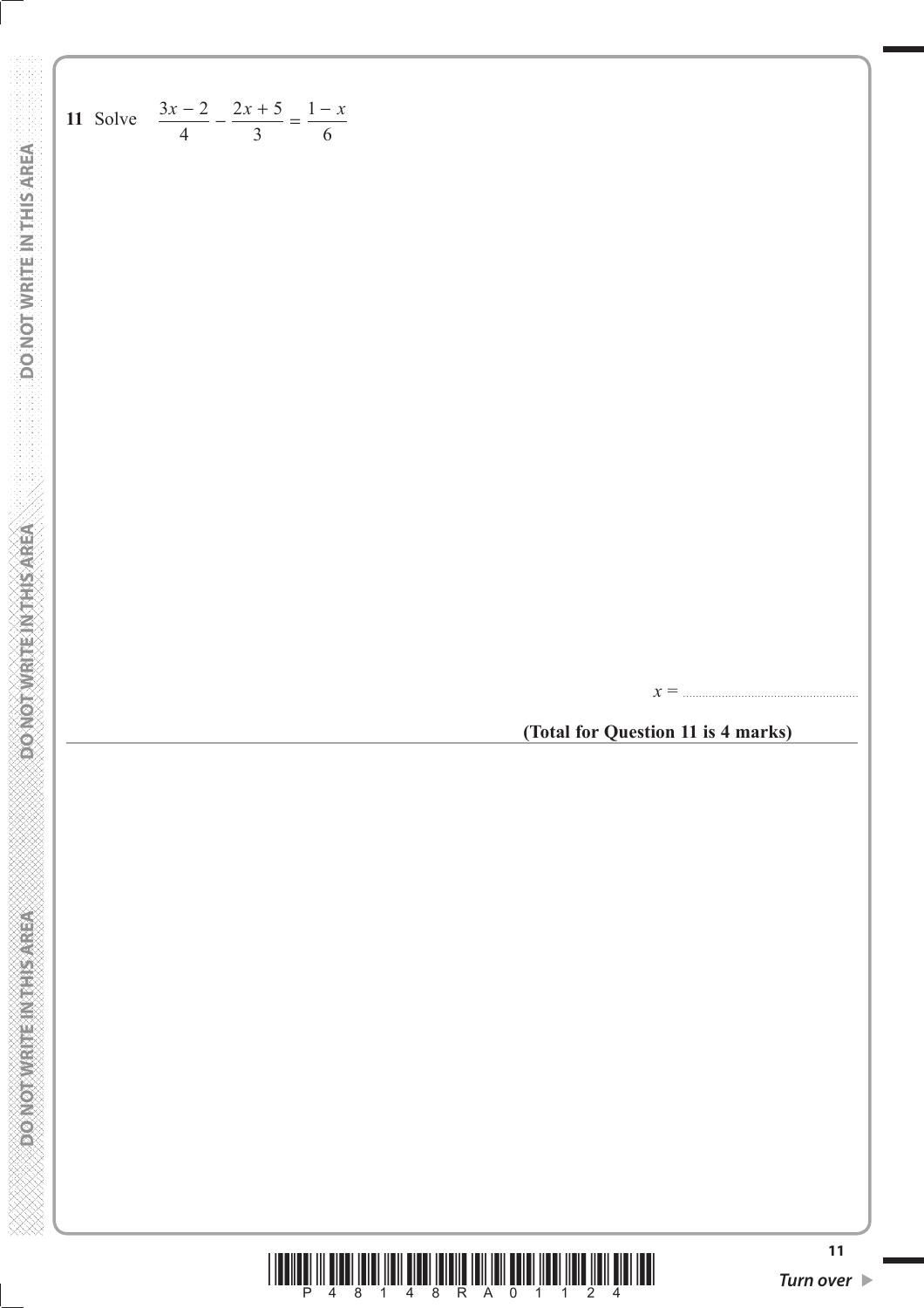**11** Solve $\dfrac{3x-2}{4} - \dfrac{2x+5}{3} = \dfrac{1-x}{6}$

$x =$ ..........................................

**(Total for Question 11 is 4 marks)**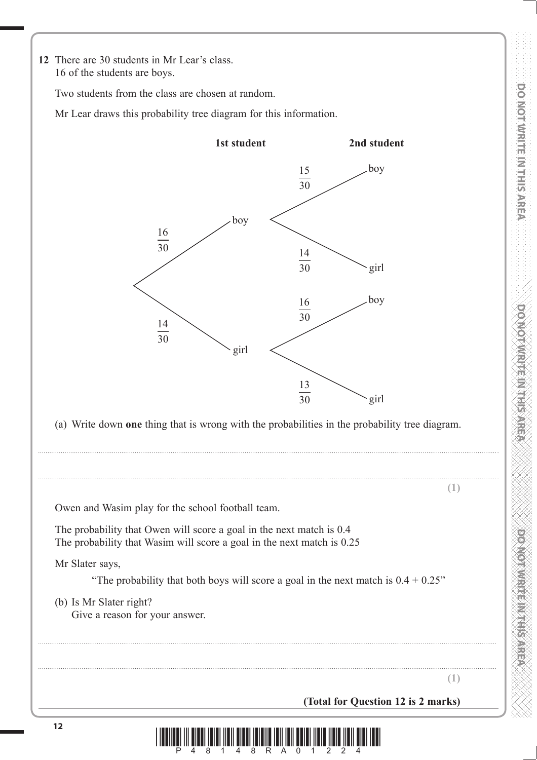**12** There are 30 students in Mr Lear's class.
16 of the students are boys.

Two students from the class are chosen at random.

Mr Lear draws this probability tree diagram for this information.

**1st student** — **2nd student**

- boy $\frac{16}{30}$
  - boy $\frac{15}{30}$
  - girl $\frac{14}{30}$
- girl $\frac{14}{30}$
  - boy $\frac{16}{30}$
  - girl $\frac{13}{30}$

(a) Write down **one** thing that is wrong with the probabilities in the probability tree diagram.

..........................................................................................................................................................................

..........................................................................................................................................................................

**(1)**

Owen and Wasim play for the school football team.

The probability that Owen will score a goal in the next match is 0.4
The probability that Wasim will score a goal in the next match is 0.25

Mr Slater says,

"The probability that both boys will score a goal in the next match is $0.4 + 0.25$"

(b) Is Mr Slater right?
Give a reason for your answer.

..........................................................................................................................................................................

..........................................................................................................................................................................

**(1)**

**(Total for Question 12 is 2 marks)**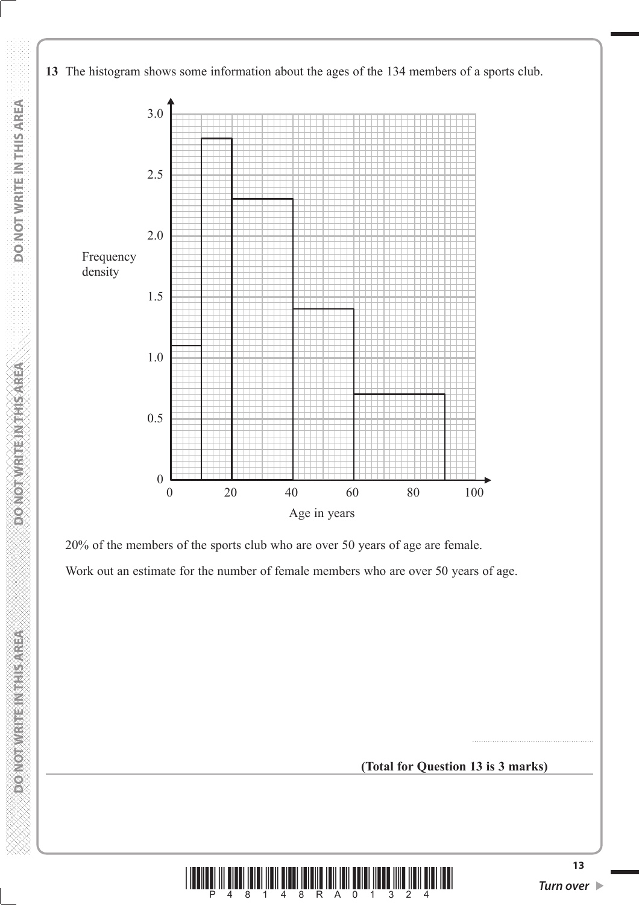**13** The histogram shows some information about the ages of the 134 members of a sports club.

20% of the members of the sports club who are over 50 years of age are female.

Work out an estimate for the number of female members who are over 50 years of age.

..........................................................

**(Total for Question 13 is 3 marks)**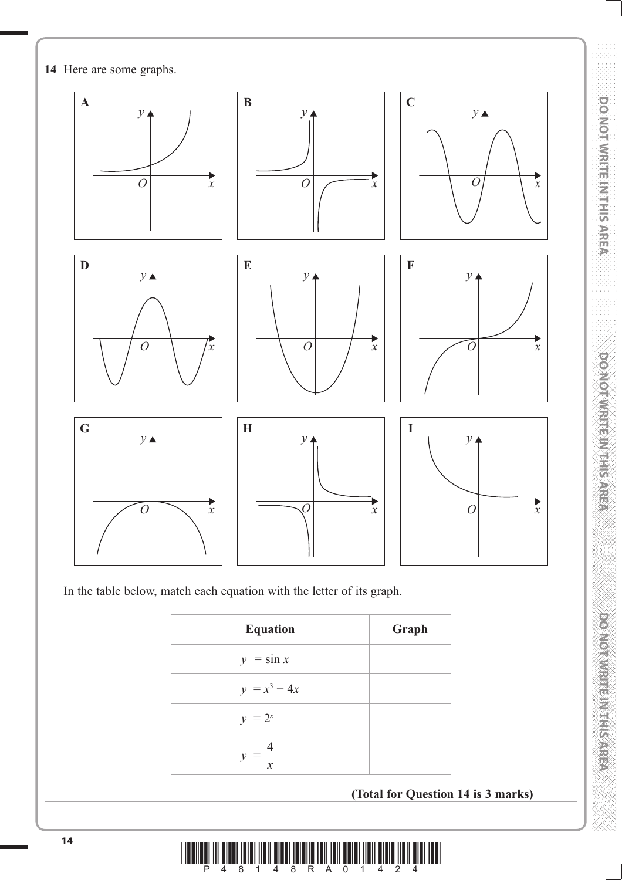**14** Here are some graphs.

In the table below, match each equation with the letter of its graph.

| Equation | Graph |
|---|---|
| $y = \sin x$ | |
| $y = x^3 + 4x$ | |
| $y = 2^x$ | |
| $y = \dfrac{4}{x}$ | |

**(Total for Question 14 is 3 marks)**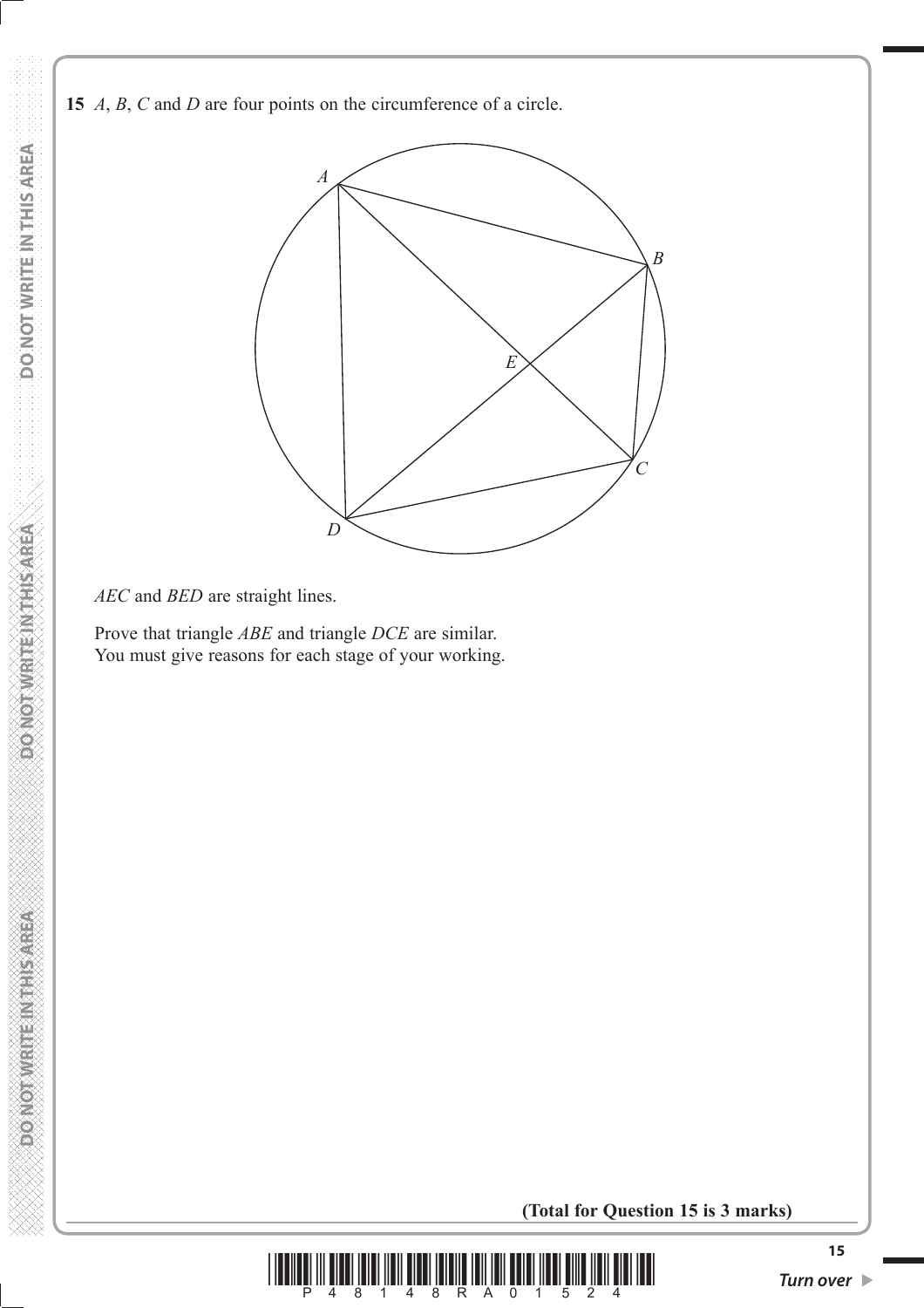**15** *A*, *B*, *C* and *D* are four points on the circumference of a circle.

*AEC* and *BED* are straight lines.

Prove that triangle *ABE* and triangle *DCE* are similar.
You must give reasons for each stage of your working.

**(Total for Question 15 is 3 marks)**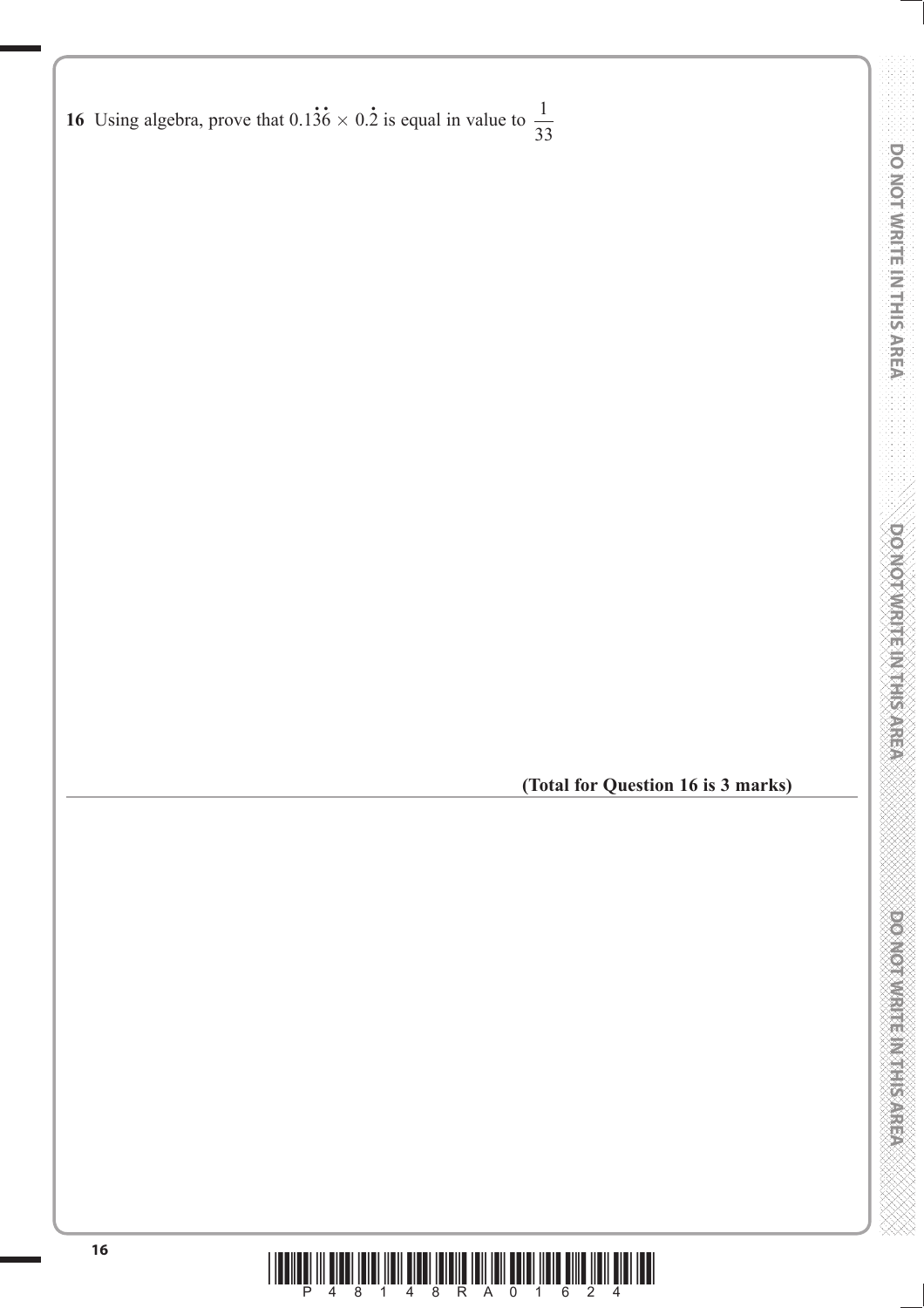**16** Using algebra, prove that $0.1\dot{3}\dot{6} \times 0.\dot{2}$ is equal in value to $\frac{1}{33}$

**(Total for Question 16 is 3 marks)**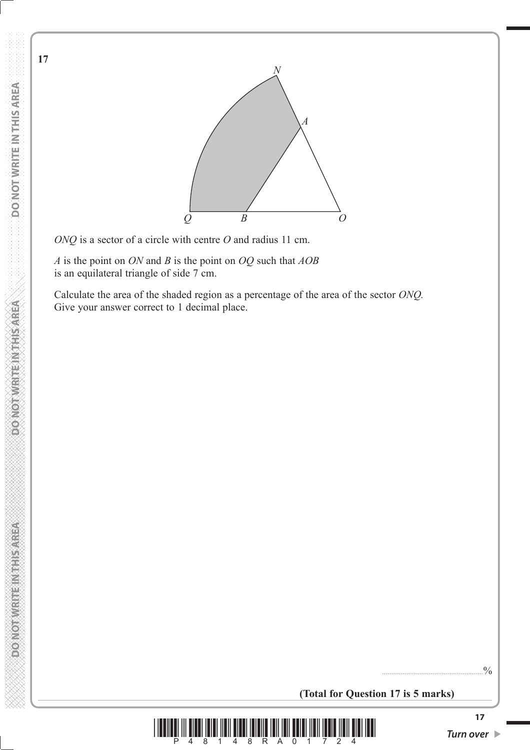**17**

*ONQ* is a sector of a circle with centre *O* and radius 11 cm.

*A* is the point on *ON* and *B* is the point on *OQ* such that *AOB* is an equilateral triangle of side 7 cm.

Calculate the area of the shaded region as a percentage of the area of the sector *ONQ.*
Give your answer correct to 1 decimal place.

......................................................%

**(Total for Question 17 is 5 marks)**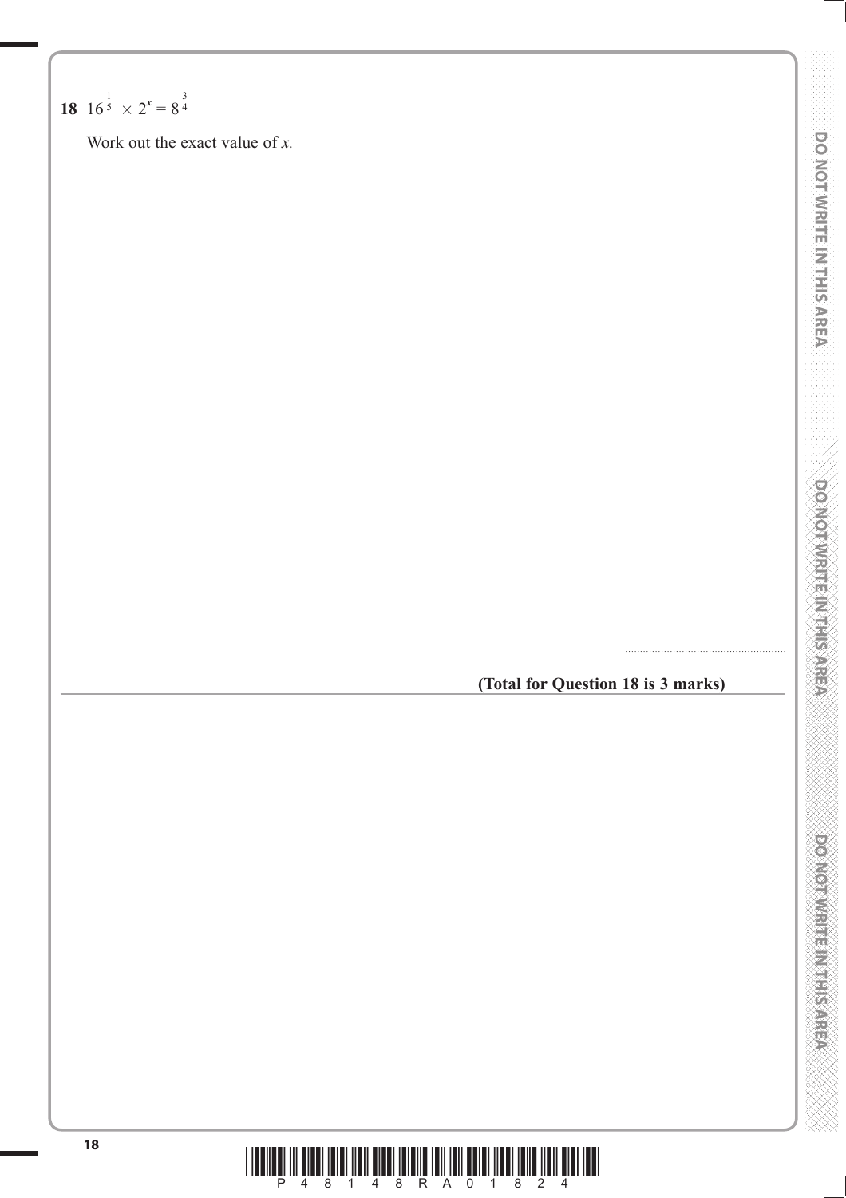**18** $16^{\frac{1}{5}} \times 2^x = 8^{\frac{3}{4}}$

Work out the exact value of $x$.

..................................................

**(Total for Question 18 is 3 marks)**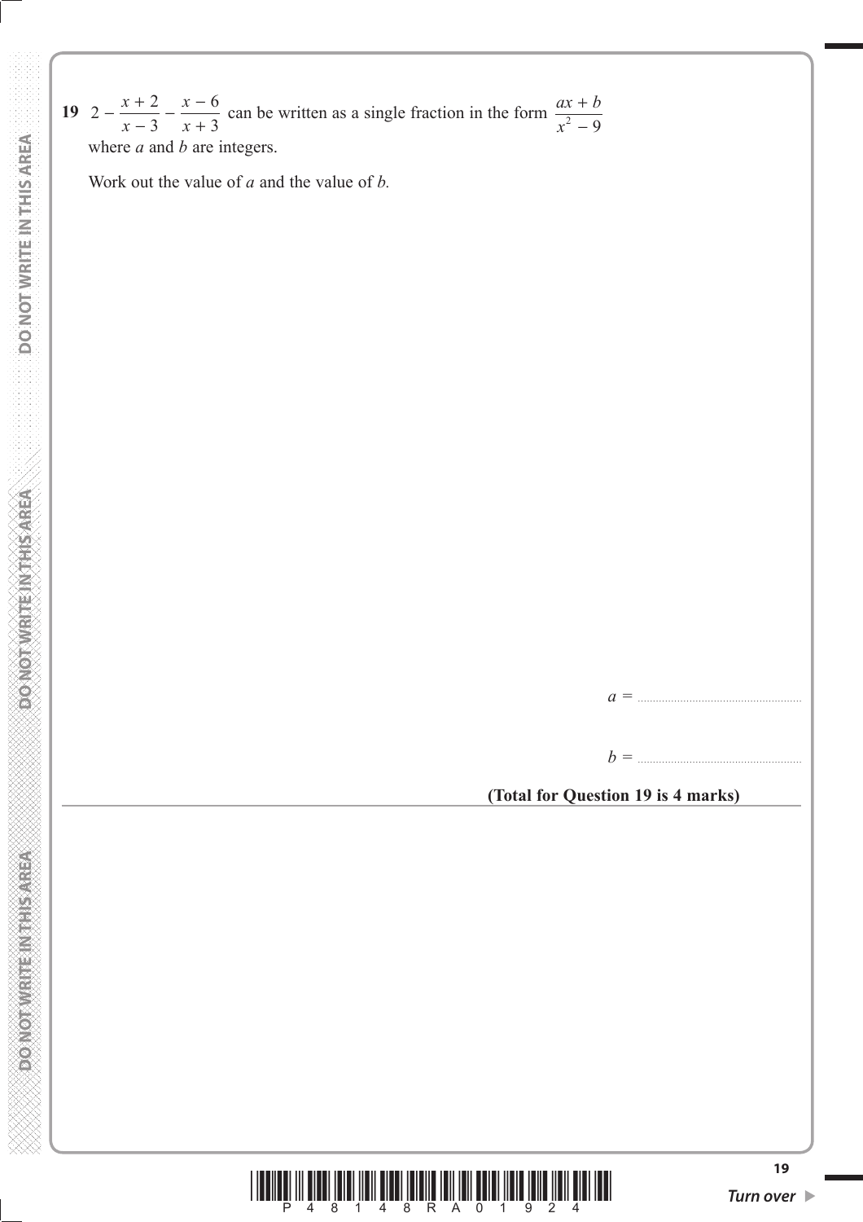**19** $2 - \dfrac{x+2}{x-3} - \dfrac{x-6}{x+3}$ can be written as a single fraction in the form $\dfrac{ax+b}{x^2-9}$
where $a$ and $b$ are integers.

Work out the value of $a$ and the value of $b$.

$a =$ ....................................................

$b =$ ....................................................

**(Total for Question 19 is 4 marks)**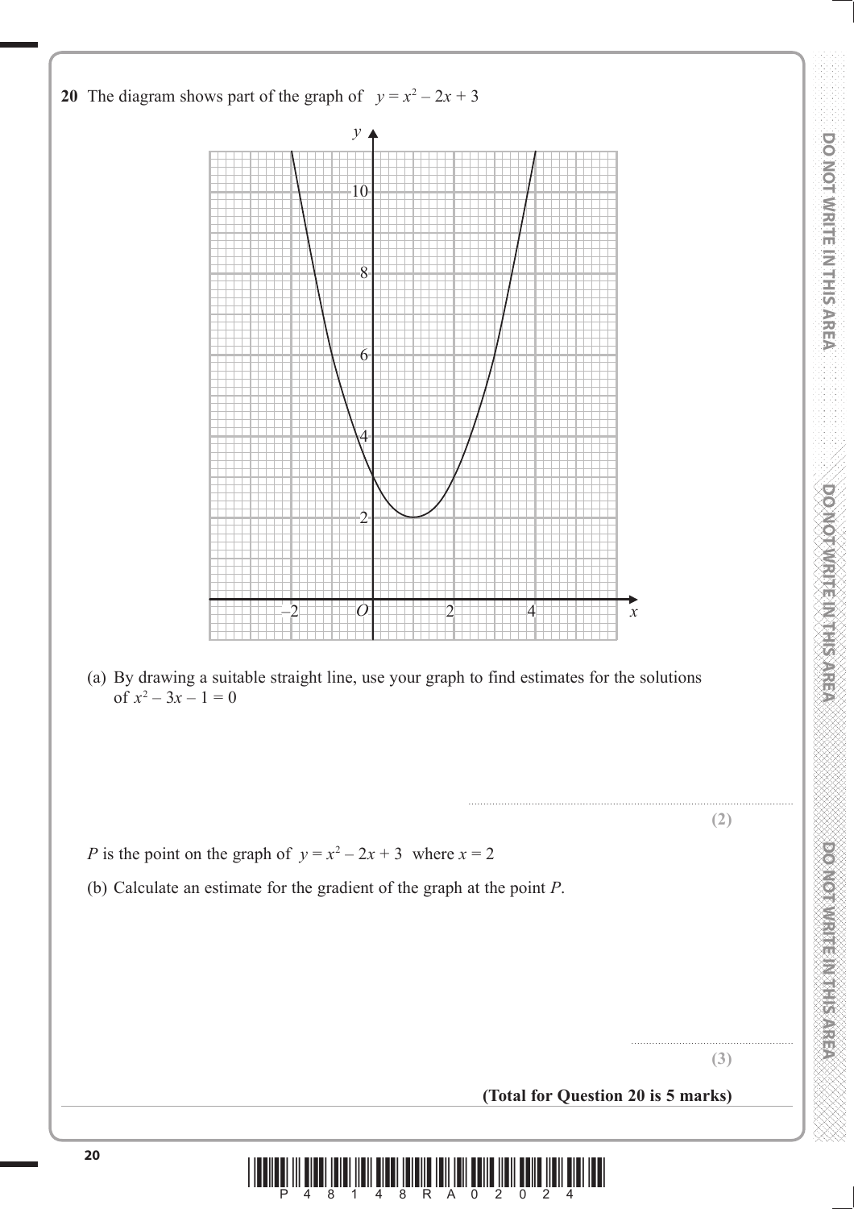**20** The diagram shows part of the graph of $y = x^2 - 2x + 3$

(a) By drawing a suitable straight line, use your graph to find estimates for the solutions of $x^2 - 3x - 1 = 0$

..............................................................................................

**(2)**

$P$ is the point on the graph of $y = x^2 - 2x + 3$ where $x = 2$

(b) Calculate an estimate for the gradient of the graph at the point $P$.

..............................................................

**(3)**

**(Total for Question 20 is 5 marks)**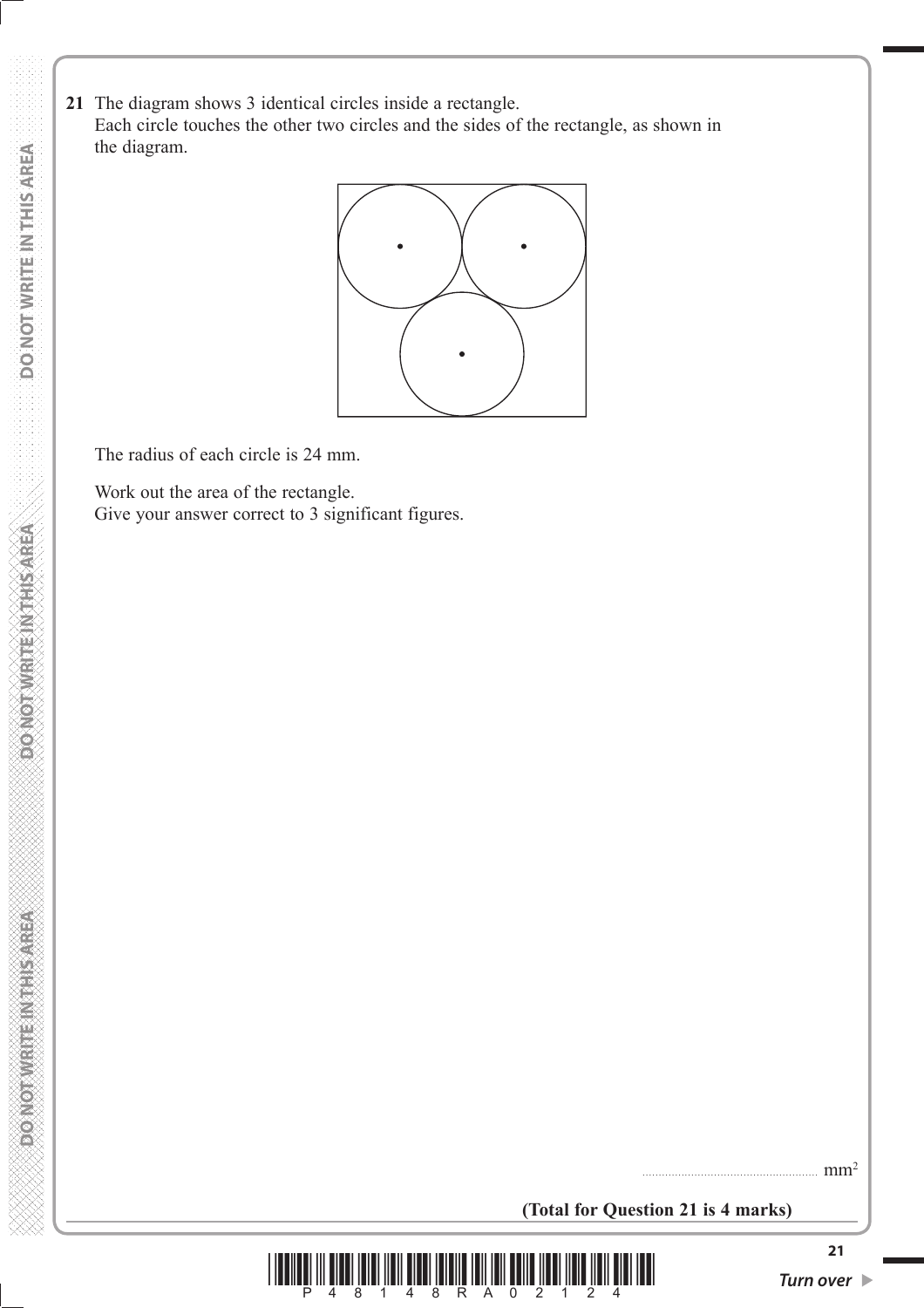**21** The diagram shows 3 identical circles inside a rectangle.
Each circle touches the other two circles and the sides of the rectangle, as shown in the diagram.

The radius of each circle is 24 mm.

Work out the area of the rectangle.
Give your answer correct to 3 significant figures.

.................................................... $mm^2$

**(Total for Question 21 is 4 marks)**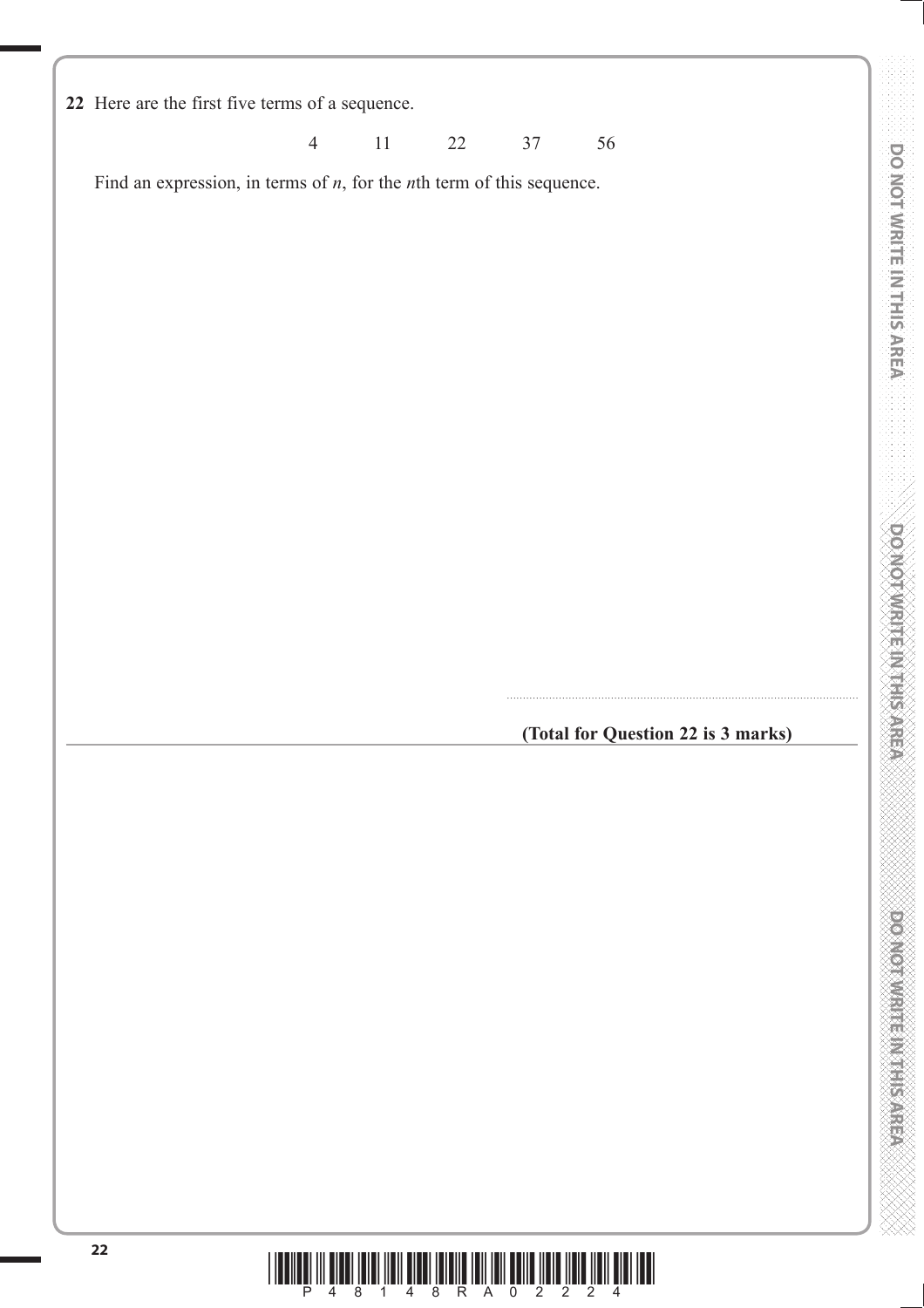**22** Here are the first five terms of a sequence.

$$4 \qquad 11 \qquad 22 \qquad 37 \qquad 56$$

Find an expression, in terms of $n$, for the $n$th term of this sequence.

..........................................................

**(Total for Question 22 is 3 marks)**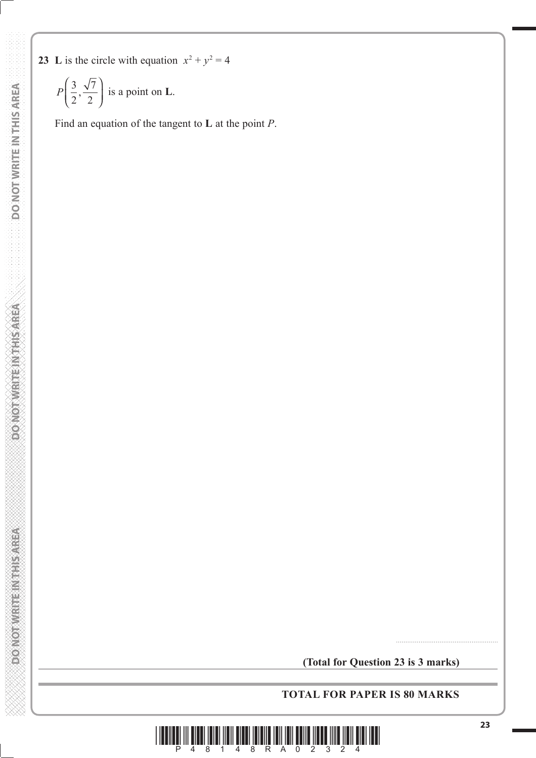**23** **L** is the circle with equation $x^2 + y^2 = 4$

$P\left(\frac{3}{2}, \frac{\sqrt{7}}{2}\right)$ is a point on **L**.

Find an equation of the tangent to **L** at the point $P$.

......................................................

**(Total for Question 23 is 3 marks)**

---

**TOTAL FOR PAPER IS 80 MARKS**